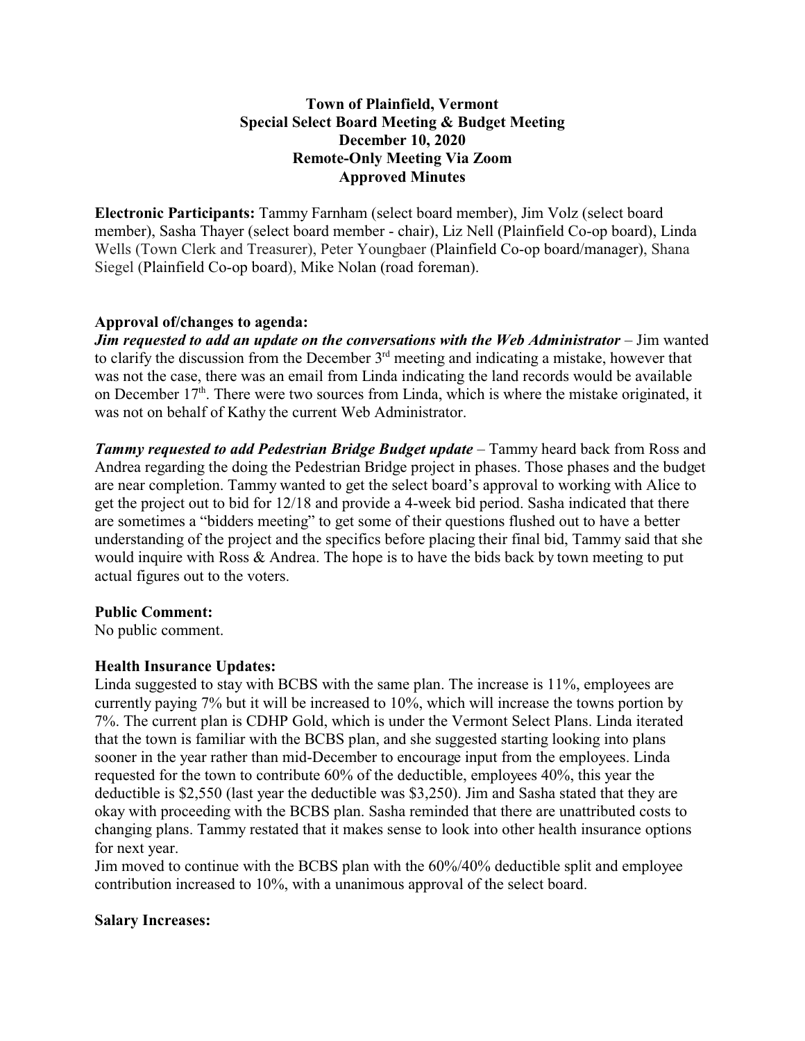# Town of Plainfield, Vermont
## Special Select Board Meeting & Budget Meeting
## December 10, 2020
## Remote-Only Meeting Via Zoom
## Approved Minutes

**Electronic Participants:** Tammy Farnham (select board member), Jim Volz (select board member), Sasha Thayer (select board member - chair), Liz Nell (Plainfield Co-op board), Linda Wells (Town Clerk and Treasurer), Peter Youngbaer (Plainfield Co-op board/manager), Shana Siegel (Plainfield Co-op board), Mike Nolan (road foreman).

**Approval of/changes to agenda:**

***Jim requested to add an update on the conversations with the Web Administrator*** – Jim wanted to clarify the discussion from the December 3rd meeting and indicating a mistake, however that was not the case, there was an email from Linda indicating the land records would be available on December 17th. There were two sources from Linda, which is where the mistake originated, it was not on behalf of Kathy the current Web Administrator.

***Tammy requested to add Pedestrian Bridge Budget update*** – Tammy heard back from Ross and Andrea regarding the doing the Pedestrian Bridge project in phases. Those phases and the budget are near completion. Tammy wanted to get the select board's approval to working with Alice to get the project out to bid for 12/18 and provide a 4-week bid period. Sasha indicated that there are sometimes a "bidders meeting" to get some of their questions flushed out to have a better understanding of the project and the specifics before placing their final bid, Tammy said that she would inquire with Ross & Andrea. The hope is to have the bids back by town meeting to put actual figures out to the voters.

**Public Comment:**

No public comment.

**Health Insurance Updates:**

Linda suggested to stay with BCBS with the same plan. The increase is 11%, employees are currently paying 7% but it will be increased to 10%, which will increase the towns portion by 7%. The current plan is CDHP Gold, which is under the Vermont Select Plans. Linda iterated that the town is familiar with the BCBS plan, and she suggested starting looking into plans sooner in the year rather than mid-December to encourage input from the employees. Linda requested for the town to contribute 60% of the deductible, employees 40%, this year the deductible is $2,550 (last year the deductible was $3,250). Jim and Sasha stated that they are okay with proceeding with the BCBS plan. Sasha reminded that there are unattributed costs to changing plans. Tammy restated that it makes sense to look into other health insurance options for next year.

Jim moved to continue with the BCBS plan with the 60%/40% deductible split and employee contribution increased to 10%, with a unanimous approval of the select board.

**Salary Increases:**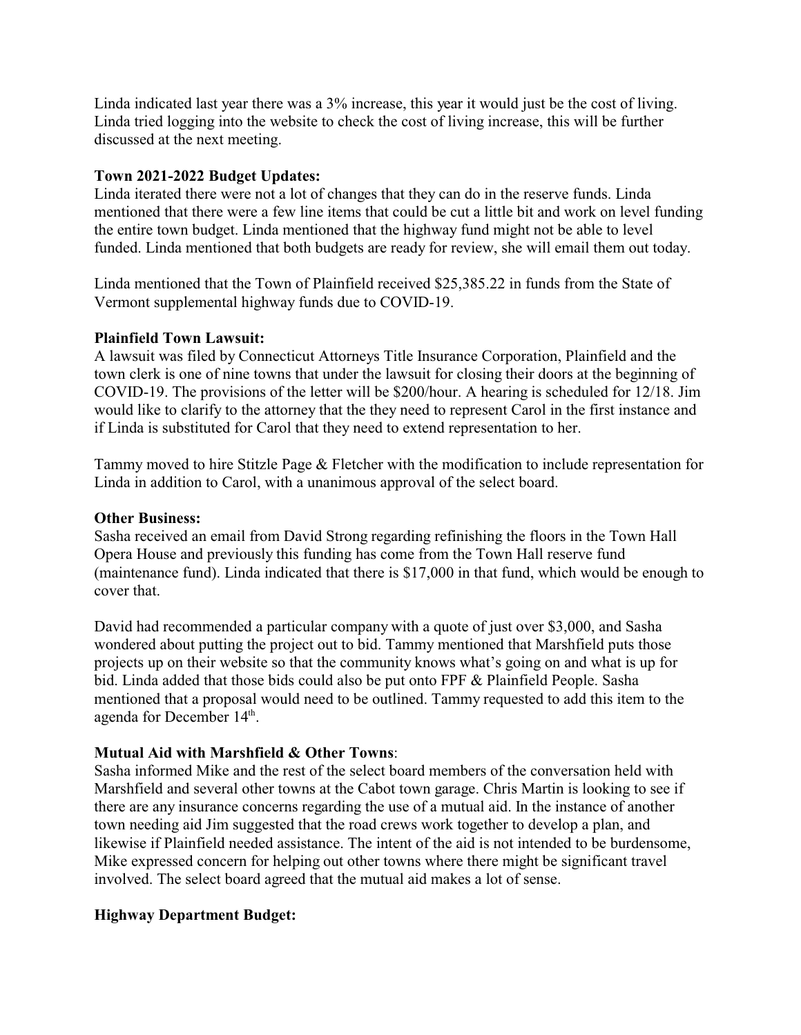Linda indicated last year there was a 3% increase, this year it would just be the cost of living. Linda tried logging into the website to check the cost of living increase, this will be further discussed at the next meeting.

**Town 2021-2022 Budget Updates:**
Linda iterated there were not a lot of changes that they can do in the reserve funds. Linda mentioned that there were a few line items that could be cut a little bit and work on level funding the entire town budget. Linda mentioned that the highway fund might not be able to level funded. Linda mentioned that both budgets are ready for review, she will email them out today.

Linda mentioned that the Town of Plainfield received $25,385.22 in funds from the State of Vermont supplemental highway funds due to COVID-19.

**Plainfield Town Lawsuit:**
A lawsuit was filed by Connecticut Attorneys Title Insurance Corporation, Plainfield and the town clerk is one of nine towns that under the lawsuit for closing their doors at the beginning of COVID-19. The provisions of the letter will be $200/hour. A hearing is scheduled for 12/18. Jim would like to clarify to the attorney that the they need to represent Carol in the first instance and if Linda is substituted for Carol that they need to extend representation to her.

Tammy moved to hire Stitzle Page & Fletcher with the modification to include representation for Linda in addition to Carol, with a unanimous approval of the select board.

**Other Business:**
Sasha received an email from David Strong regarding refinishing the floors in the Town Hall Opera House and previously this funding has come from the Town Hall reserve fund (maintenance fund). Linda indicated that there is $17,000 in that fund, which would be enough to cover that.

David had recommended a particular company with a quote of just over $3,000, and Sasha wondered about putting the project out to bid. Tammy mentioned that Marshfield puts those projects up on their website so that the community knows what's going on and what is up for bid. Linda added that those bids could also be put onto FPF & Plainfield People. Sasha mentioned that a proposal would need to be outlined. Tammy requested to add this item to the agenda for December 14th.

**Mutual Aid with Marshfield & Other Towns**:
Sasha informed Mike and the rest of the select board members of the conversation held with Marshfield and several other towns at the Cabot town garage. Chris Martin is looking to see if there are any insurance concerns regarding the use of a mutual aid. In the instance of another town needing aid Jim suggested that the road crews work together to develop a plan, and likewise if Plainfield needed assistance. The intent of the aid is not intended to be burdensome, Mike expressed concern for helping out other towns where there might be significant travel involved. The select board agreed that the mutual aid makes a lot of sense.

**Highway Department Budget:**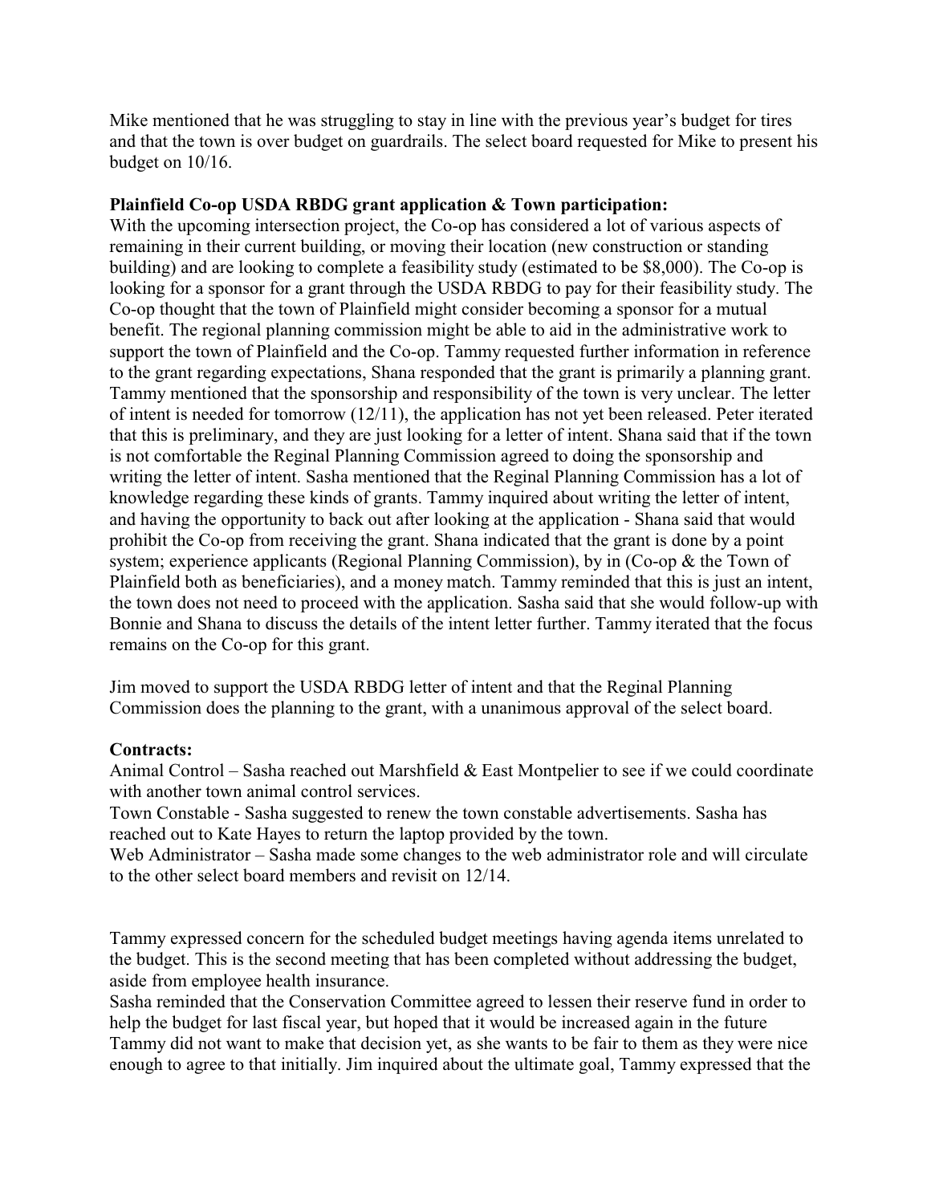Mike mentioned that he was struggling to stay in line with the previous year's budget for tires and that the town is over budget on guardrails. The select board requested for Mike to present his budget on 10/16.

**Plainfield Co-op USDA RBDG grant application & Town participation:**
With the upcoming intersection project, the Co-op has considered a lot of various aspects of remaining in their current building, or moving their location (new construction or standing building) and are looking to complete a feasibility study (estimated to be $8,000). The Co-op is looking for a sponsor for a grant through the USDA RBDG to pay for their feasibility study. The Co-op thought that the town of Plainfield might consider becoming a sponsor for a mutual benefit. The regional planning commission might be able to aid in the administrative work to support the town of Plainfield and the Co-op. Tammy requested further information in reference to the grant regarding expectations, Shana responded that the grant is primarily a planning grant. Tammy mentioned that the sponsorship and responsibility of the town is very unclear. The letter of intent is needed for tomorrow (12/11), the application has not yet been released. Peter iterated that this is preliminary, and they are just looking for a letter of intent. Shana said that if the town is not comfortable the Reginal Planning Commission agreed to doing the sponsorship and writing the letter of intent. Sasha mentioned that the Reginal Planning Commission has a lot of knowledge regarding these kinds of grants. Tammy inquired about writing the letter of intent, and having the opportunity to back out after looking at the application - Shana said that would prohibit the Co-op from receiving the grant. Shana indicated that the grant is done by a point system; experience applicants (Regional Planning Commission), by in (Co-op & the Town of Plainfield both as beneficiaries), and a money match. Tammy reminded that this is just an intent, the town does not need to proceed with the application. Sasha said that she would follow-up with Bonnie and Shana to discuss the details of the intent letter further. Tammy iterated that the focus remains on the Co-op for this grant.

Jim moved to support the USDA RBDG letter of intent and that the Reginal Planning Commission does the planning to the grant, with a unanimous approval of the select board.

**Contracts:**
Animal Control – Sasha reached out Marshfield & East Montpelier to see if we could coordinate with another town animal control services.
Town Constable - Sasha suggested to renew the town constable advertisements. Sasha has reached out to Kate Hayes to return the laptop provided by the town.
Web Administrator – Sasha made some changes to the web administrator role and will circulate to the other select board members and revisit on 12/14.

Tammy expressed concern for the scheduled budget meetings having agenda items unrelated to the budget. This is the second meeting that has been completed without addressing the budget, aside from employee health insurance.
Sasha reminded that the Conservation Committee agreed to lessen their reserve fund in order to help the budget for last fiscal year, but hoped that it would be increased again in the future Tammy did not want to make that decision yet, as she wants to be fair to them as they were nice enough to agree to that initially. Jim inquired about the ultimate goal, Tammy expressed that the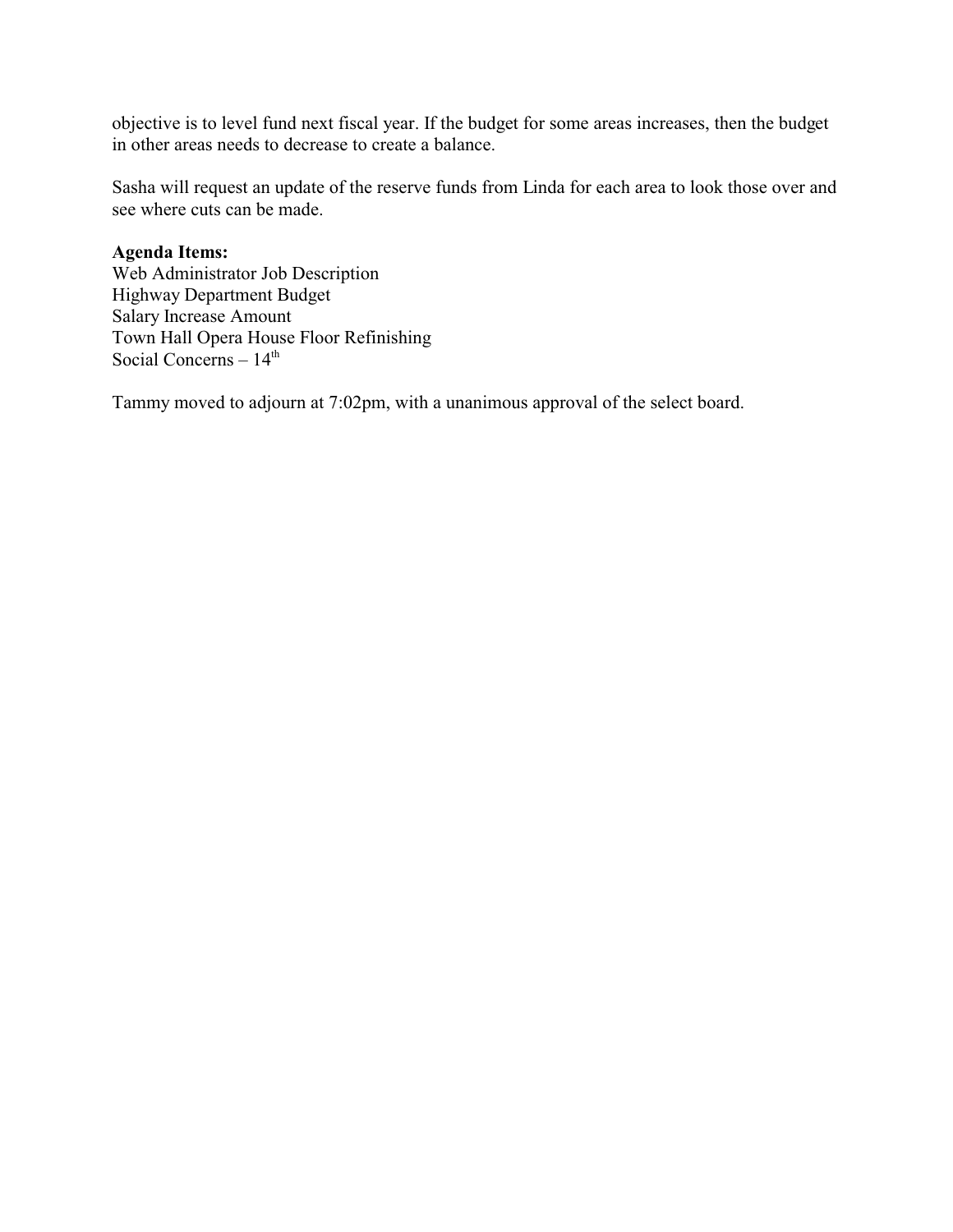objective is to level fund next fiscal year. If the budget for some areas increases, then the budget in other areas needs to decrease to create a balance.

Sasha will request an update of the reserve funds from Linda for each area to look those over and see where cuts can be made.

**Agenda Items:**
Web Administrator Job Description
Highway Department Budget
Salary Increase Amount
Town Hall Opera House Floor Refinishing
Social Concerns – 14th

Tammy moved to adjourn at 7:02pm, with a unanimous approval of the select board.